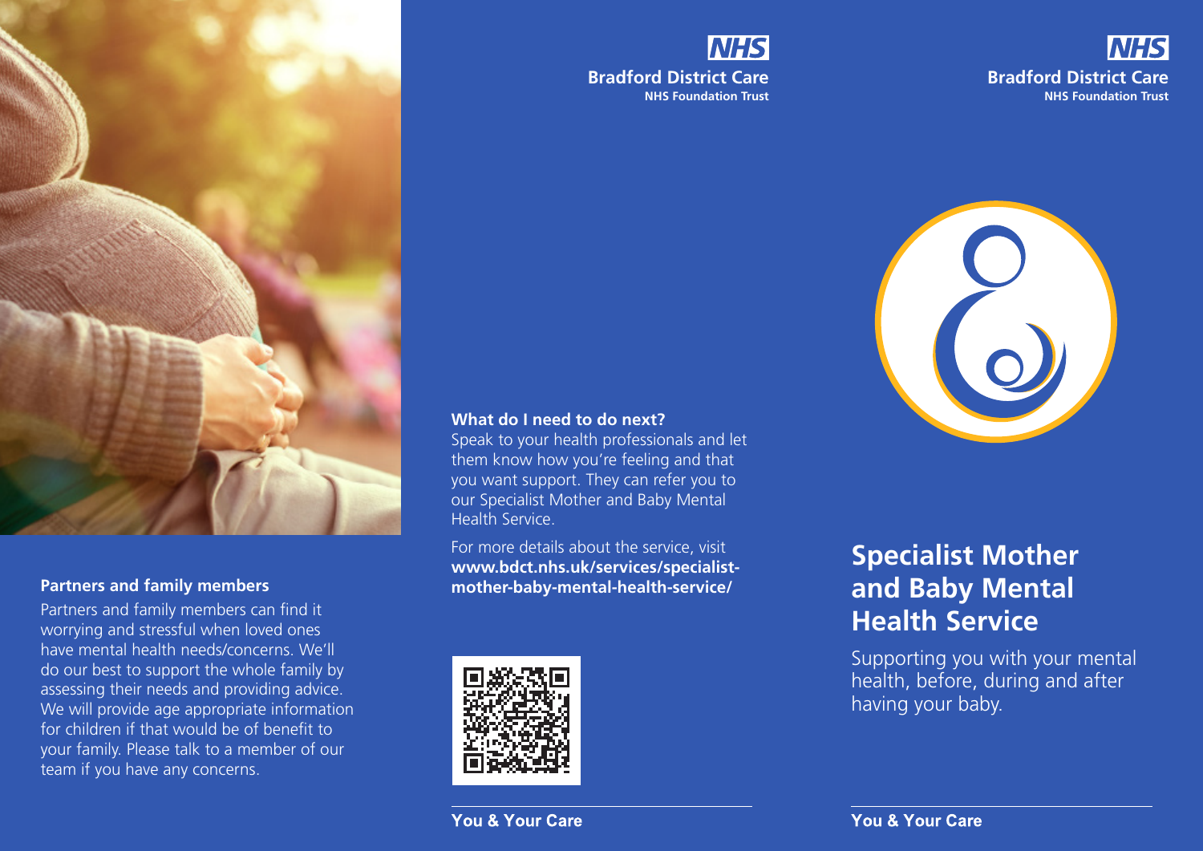## Partners and family members

Partners and family members can find it worrying and stressful when loved ones have mental health needs/concerns. We'll do our best to support the whole family by assessing their needs and providing advice. We will provide age appropriate information for children if that would be of benefit to your family. Please talk to a member of our team if you have any concerns.

**NHS**
**Bradford District Care**
**NHS Foundation Trust**

## What do I need to do next?

Speak to your health professionals and let them know how you're feeling and that you want support. They can refer you to our Specialist Mother and Baby Mental Health Service.

For more details about the service, visit **www.bdct.nhs.uk/services/specialist-mother-baby-mental-health-service/**

**You & Your Care**

**NHS**
**Bradford District Care**
**NHS Foundation Trust**

# Specialist Mother and Baby Mental Health Service

Supporting you with your mental health, before, during and after having your baby.

**You & Your Care**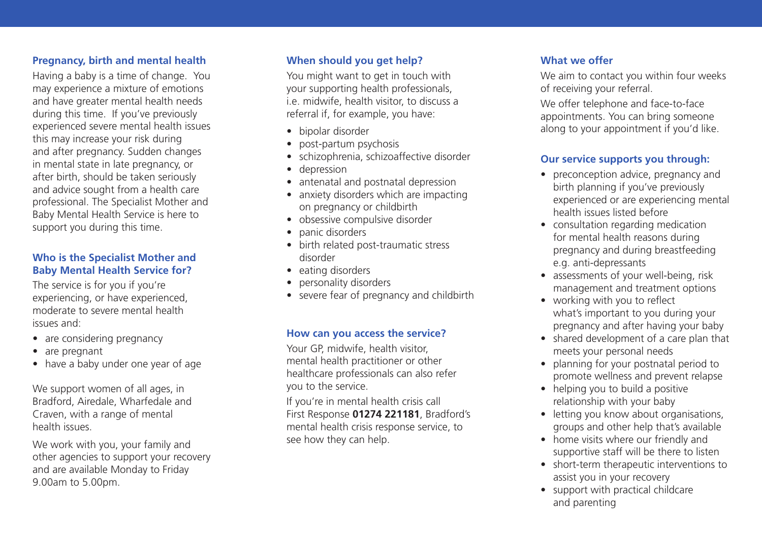## Pregnancy, birth and mental health

Having a baby is a time of change. You may experience a mixture of emotions and have greater mental health needs during this time. If you've previously experienced severe mental health issues this may increase your risk during and after pregnancy. Sudden changes in mental state in late pregnancy, or after birth, should be taken seriously and advice sought from a health care professional. The Specialist Mother and Baby Mental Health Service is here to support you during this time.

## Who is the Specialist Mother and Baby Mental Health Service for?

The service is for you if you're experiencing, or have experienced, moderate to severe mental health issues and:

- are considering pregnancy
- are pregnant
- have a baby under one year of age

We support women of all ages, in Bradford, Airedale, Wharfedale and Craven, with a range of mental health issues.

We work with you, your family and other agencies to support your recovery and are available Monday to Friday 9.00am to 5.00pm.

## When should you get help?

You might want to get in touch with your supporting health professionals, i.e. midwife, health visitor, to discuss a referral if, for example, you have:

- bipolar disorder
- post-partum psychosis
- schizophrenia, schizoaffective disorder
- depression
- antenatal and postnatal depression
- anxiety disorders which are impacting on pregnancy or childbirth
- obsessive compulsive disorder
- panic disorders
- birth related post-traumatic stress disorder
- eating disorders
- personality disorders
- severe fear of pregnancy and childbirth

## How can you access the service?

Your GP, midwife, health visitor, mental health practitioner or other healthcare professionals can also refer you to the service.

If you're in mental health crisis call First Response **01274 221181**, Bradford's mental health crisis response service, to see how they can help.

## What we offer

We aim to contact you within four weeks of receiving your referral.

We offer telephone and face-to-face appointments. You can bring someone along to your appointment if you'd like.

## Our service supports you through:

- preconception advice, pregnancy and birth planning if you've previously experienced or are experiencing mental health issues listed before
- consultation regarding medication for mental health reasons during pregnancy and during breastfeeding e.g. anti-depressants
- assessments of your well-being, risk management and treatment options
- working with you to reflect what's important to you during your pregnancy and after having your baby
- shared development of a care plan that meets your personal needs
- planning for your postnatal period to promote wellness and prevent relapse
- helping you to build a positive relationship with your baby
- letting you know about organisations, groups and other help that's available
- home visits where our friendly and supportive staff will be there to listen
- short-term therapeutic interventions to assist you in your recovery
- support with practical childcare and parenting